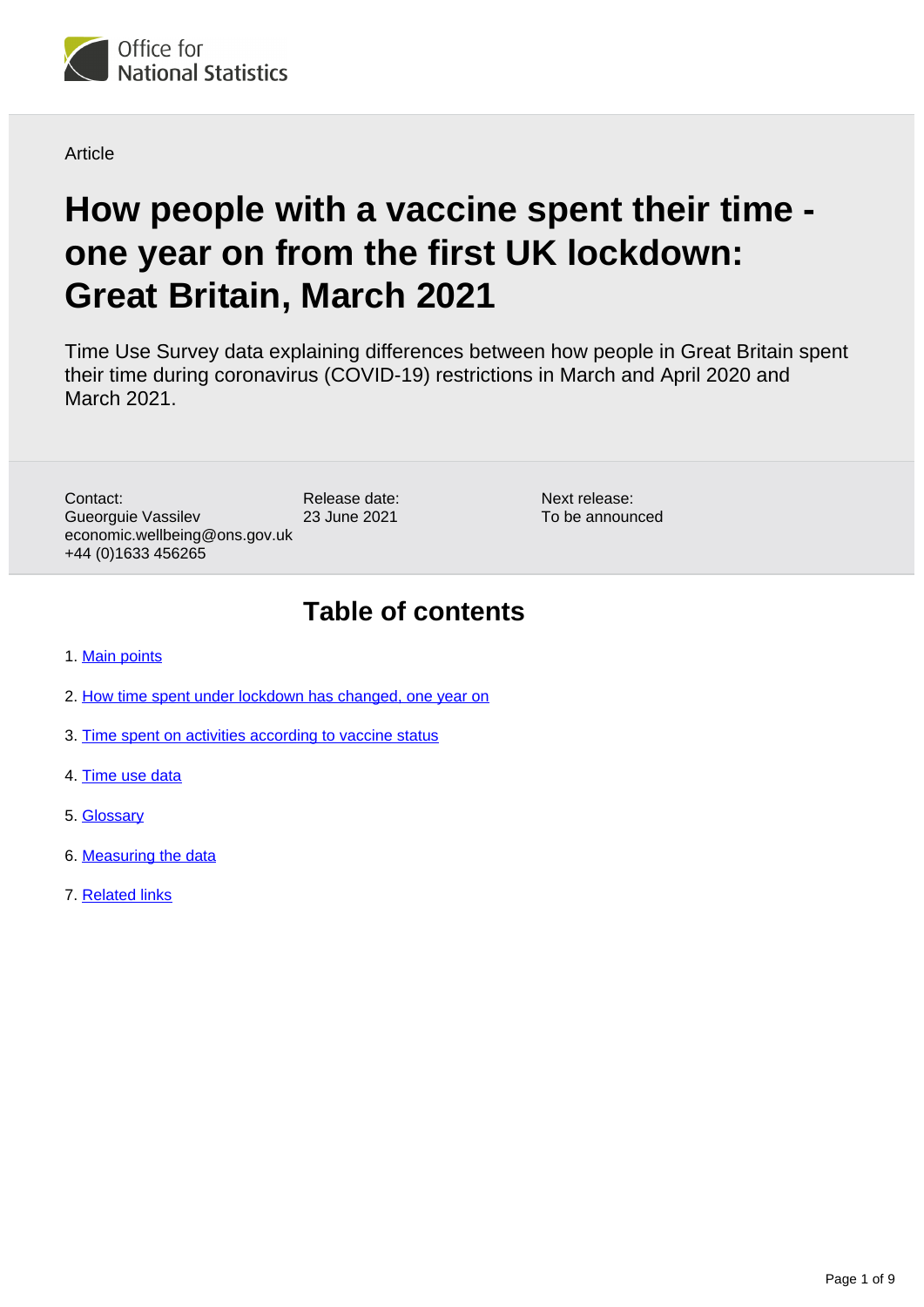Office for National Statistics

Article

# How people with a vaccine spent their time - one year on from the first UK lockdown: Great Britain, March 2021

Time Use Survey data explaining differences between how people in Great Britain spent their time during coronavirus (COVID-19) restrictions in March and April 2020 and March 2021.

Contact:
Gueorguie Vassilev
economic.wellbeing@ons.gov.uk
+44 (0)1633 456265

Release date:
23 June 2021

Next release:
To be announced

## Table of contents

1. Main points
2. How time spent under lockdown has changed, one year on
3. Time spent on activities according to vaccine status
4. Time use data
5. Glossary
6. Measuring the data
7. Related links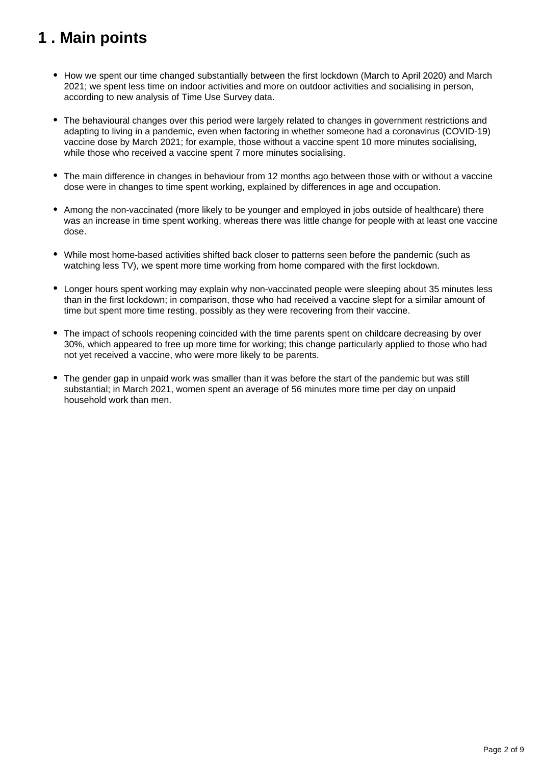# 1 . Main points

- How we spent our time changed substantially between the first lockdown (March to April 2020) and March 2021; we spent less time on indoor activities and more on outdoor activities and socialising in person, according to new analysis of Time Use Survey data.

- The behavioural changes over this period were largely related to changes in government restrictions and adapting to living in a pandemic, even when factoring in whether someone had a coronavirus (COVID-19) vaccine dose by March 2021; for example, those without a vaccine spent 10 more minutes socialising, while those who received a vaccine spent 7 more minutes socialising.

- The main difference in changes in behaviour from 12 months ago between those with or without a vaccine dose were in changes to time spent working, explained by differences in age and occupation.

- Among the non-vaccinated (more likely to be younger and employed in jobs outside of healthcare) there was an increase in time spent working, whereas there was little change for people with at least one vaccine dose.

- While most home-based activities shifted back closer to patterns seen before the pandemic (such as watching less TV), we spent more time working from home compared with the first lockdown.

- Longer hours spent working may explain why non-vaccinated people were sleeping about 35 minutes less than in the first lockdown; in comparison, those who had received a vaccine slept for a similar amount of time but spent more time resting, possibly as they were recovering from their vaccine.

- The impact of schools reopening coincided with the time parents spent on childcare decreasing by over 30%, which appeared to free up more time for working; this change particularly applied to those who had not yet received a vaccine, who were more likely to be parents.

- The gender gap in unpaid work was smaller than it was before the start of the pandemic but was still substantial; in March 2021, women spent an average of 56 minutes more time per day on unpaid household work than men.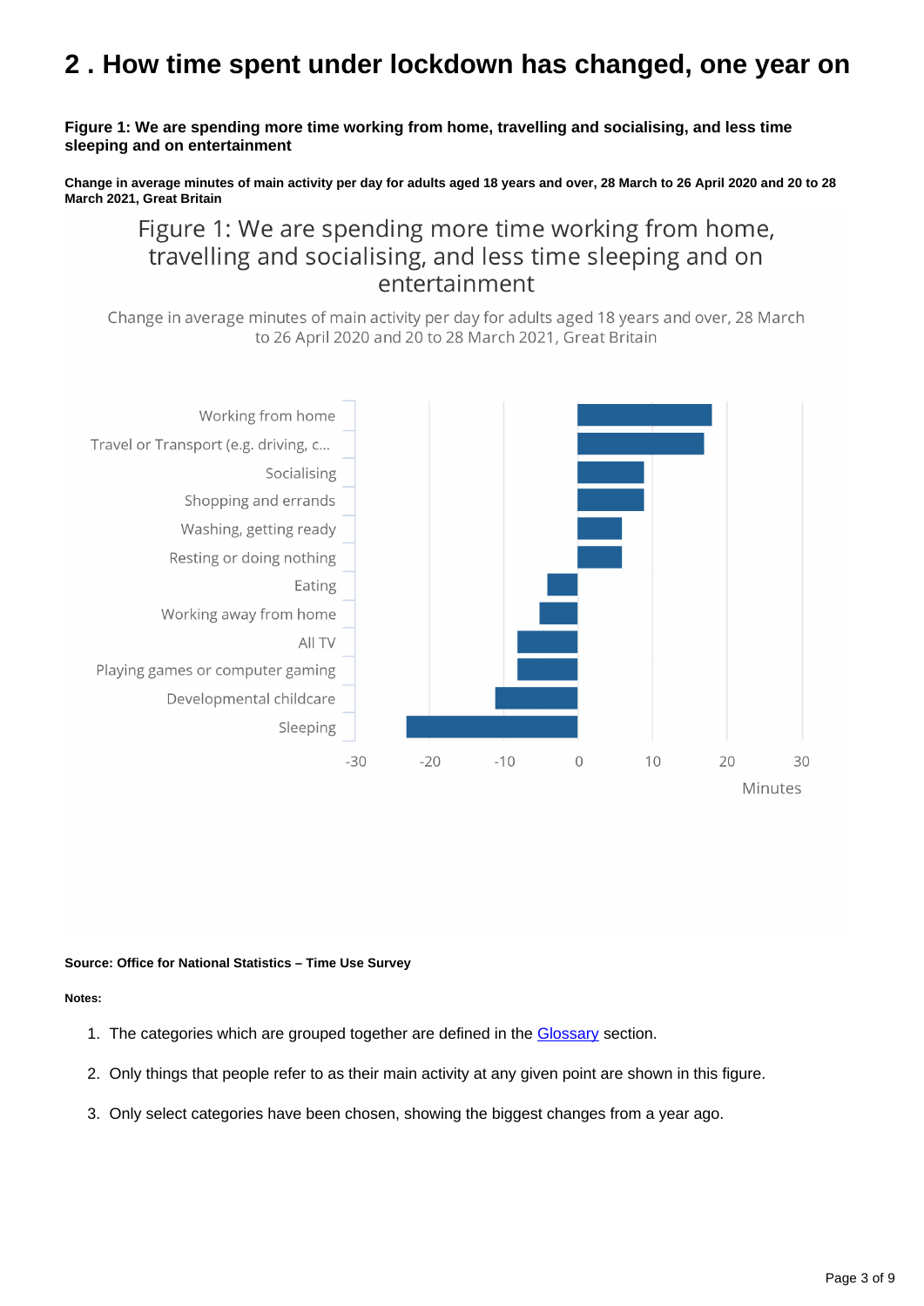## 2 . How time spent under lockdown has changed, one year on

**Figure 1: We are spending more time working from home, travelling and socialising, and less time sleeping and on entertainment**

**Change in average minutes of main activity per day for adults aged 18 years and over, 28 March to 26 April 2020 and 20 to 28 March 2021, Great Britain**

Figure 1: We are spending more time working from home, travelling and socialising, and less time sleeping and on entertainment

Change in average minutes of main activity per day for adults aged 18 years and over, 28 March to 26 April 2020 and 20 to 28 March 2021, Great Britain

Working from home
Travel or Transport (e.g. driving, c...
Socialising
Shopping and errands
Washing, getting ready
Resting or doing nothing
Eating
Working away from home
All TV
Playing games or computer gaming
Developmental childcare
Sleeping

-30 -20 -10 0 10 20 30

Minutes

**Source: Office for National Statistics – Time Use Survey**

**Notes:**

1. The categories which are grouped together are defined in the Glossary section.
2. Only things that people refer to as their main activity at any given point are shown in this figure.
3. Only select categories have been chosen, showing the biggest changes from a year ago.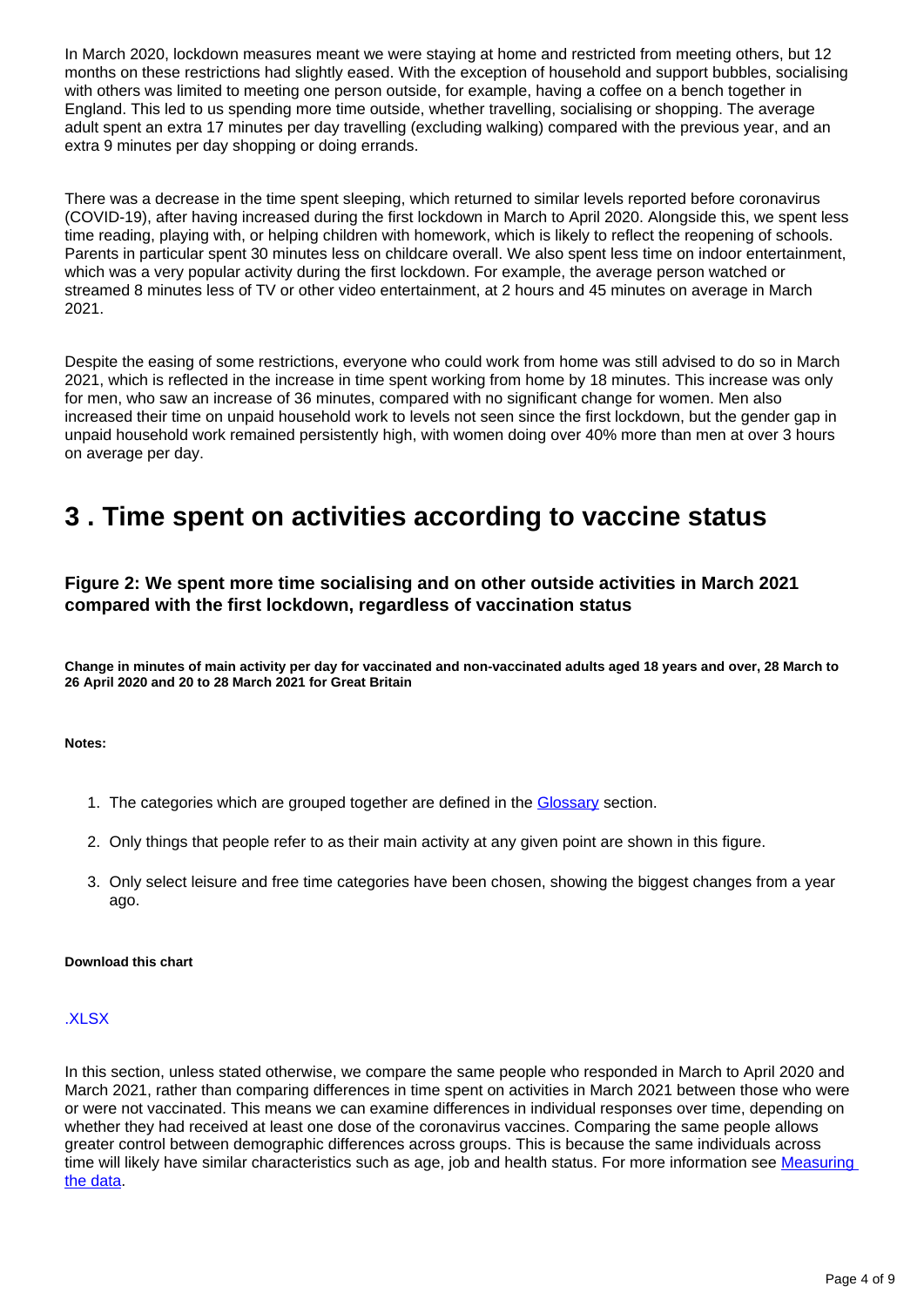In March 2020, lockdown measures meant we were staying at home and restricted from meeting others, but 12 months on these restrictions had slightly eased. With the exception of household and support bubbles, socialising with others was limited to meeting one person outside, for example, having a coffee on a bench together in England. This led to us spending more time outside, whether travelling, socialising or shopping. The average adult spent an extra 17 minutes per day travelling (excluding walking) compared with the previous year, and an extra 9 minutes per day shopping or doing errands.

There was a decrease in the time spent sleeping, which returned to similar levels reported before coronavirus (COVID-19), after having increased during the first lockdown in March to April 2020. Alongside this, we spent less time reading, playing with, or helping children with homework, which is likely to reflect the reopening of schools. Parents in particular spent 30 minutes less on childcare overall. We also spent less time on indoor entertainment, which was a very popular activity during the first lockdown. For example, the average person watched or streamed 8 minutes less of TV or other video entertainment, at 2 hours and 45 minutes on average in March 2021.

Despite the easing of some restrictions, everyone who could work from home was still advised to do so in March 2021, which is reflected in the increase in time spent working from home by 18 minutes. This increase was only for men, who saw an increase of 36 minutes, compared with no significant change for women. Men also increased their time on unpaid household work to levels not seen since the first lockdown, but the gender gap in unpaid household work remained persistently high, with women doing over 40% more than men at over 3 hours on average per day.

## 3 . Time spent on activities according to vaccine status

### Figure 2: We spent more time socialising and on other outside activities in March 2021 compared with the first lockdown, regardless of vaccination status

**Change in minutes of main activity per day for vaccinated and non-vaccinated adults aged 18 years and over, 28 March to 26 April 2020 and 20 to 28 March 2021 for Great Britain**

**Notes:**

1. The categories which are grouped together are defined in the Glossary section.
2. Only things that people refer to as their main activity at any given point are shown in this figure.
3. Only select leisure and free time categories have been chosen, showing the biggest changes from a year ago.

**Download this chart**

.XLSX

In this section, unless stated otherwise, we compare the same people who responded in March to April 2020 and March 2021, rather than comparing differences in time spent on activities in March 2021 between those who were or were not vaccinated. This means we can examine differences in individual responses over time, depending on whether they had received at least one dose of the coronavirus vaccines. Comparing the same people allows greater control between demographic differences across groups. This is because the same individuals across time will likely have similar characteristics such as age, job and health status. For more information see Measuring the data.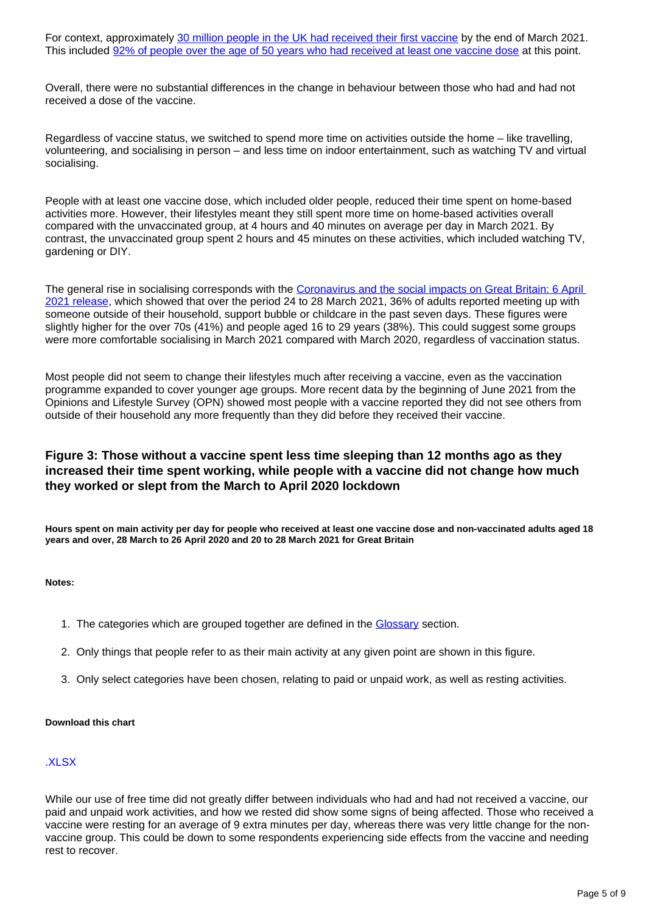For context, approximately [30 million people in the UK had received their first vaccine](#) by the end of March 2021. This included [92% of people over the age of 50 years who had received at least one vaccine dose](#) at this point.

Overall, there were no substantial differences in the change in behaviour between those who had and had not received a dose of the vaccine.

Regardless of vaccine status, we switched to spend more time on activities outside the home – like travelling, volunteering, and socialising in person – and less time on indoor entertainment, such as watching TV and virtual socialising.

People with at least one vaccine dose, which included older people, reduced their time spent on home-based activities more. However, their lifestyles meant they still spent more time on home-based activities overall compared with the unvaccinated group, at 4 hours and 40 minutes on average per day in March 2021. By contrast, the unvaccinated group spent 2 hours and 45 minutes on these activities, which included watching TV, gardening or DIY.

The general rise in socialising corresponds with the [Coronavirus and the social impacts on Great Britain: 6 April 2021 release](#), which showed that over the period 24 to 28 March 2021, 36% of adults reported meeting up with someone outside of their household, support bubble or childcare in the past seven days. These figures were slightly higher for the over 70s (41%) and people aged 16 to 29 years (38%). This could suggest some groups were more comfortable socialising in March 2021 compared with March 2020, regardless of vaccination status.

Most people did not seem to change their lifestyles much after receiving a vaccine, even as the vaccination programme expanded to cover younger age groups. More recent data by the beginning of June 2021 from the Opinions and Lifestyle Survey (OPN) showed most people with a vaccine reported they did not see others from outside of their household any more frequently than they did before they received their vaccine.

### Figure 3: Those without a vaccine spent less time sleeping than 12 months ago as they increased their time spent working, while people with a vaccine did not change how much they worked or slept from the March to April 2020 lockdown

**Hours spent on main activity per day for people who received at least one vaccine dose and non-vaccinated adults aged 18 years and over, 28 March to 26 April 2020 and 20 to 28 March 2021 for Great Britain**

**Notes:**

1. The categories which are grouped together are defined in the [Glossary](#) section.
2. Only things that people refer to as their main activity at any given point are shown in this figure.
3. Only select categories have been chosen, relating to paid or unpaid work, as well as resting activities.

**Download this chart**

[.XLSX](#)

While our use of free time did not greatly differ between individuals who had and had not received a vaccine, our paid and unpaid work activities, and how we rested did show some signs of being affected. Those who received a vaccine were resting for an average of 9 extra minutes per day, whereas there was very little change for the non-vaccine group. This could be down to some respondents experiencing side effects from the vaccine and needing rest to recover.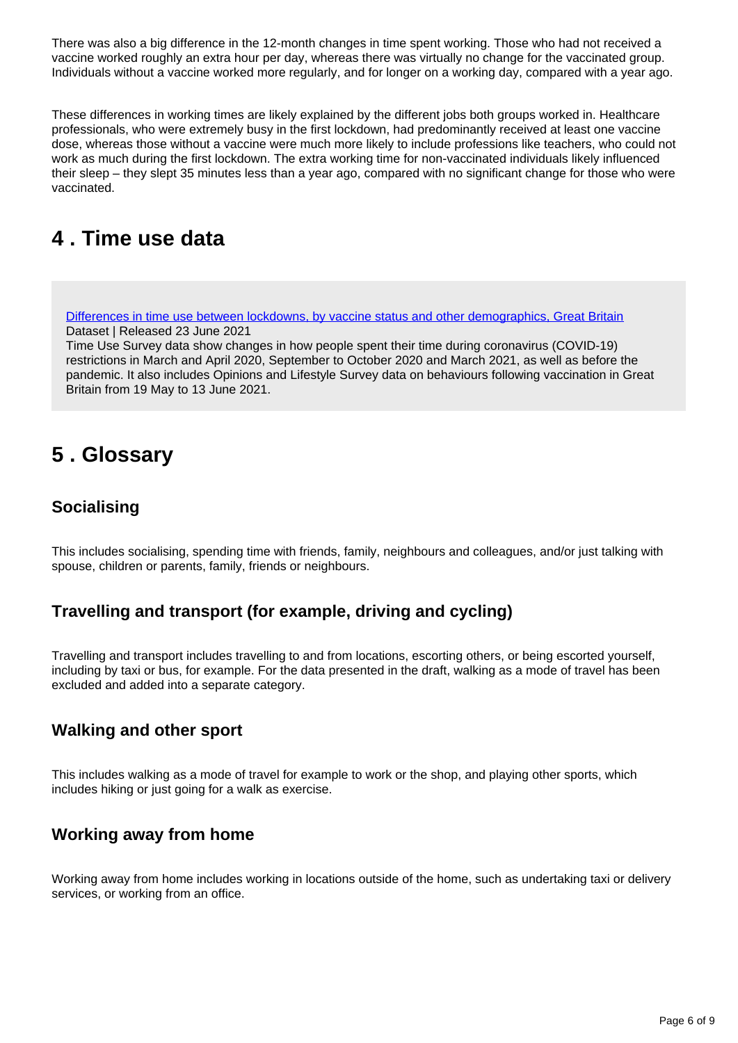There was also a big difference in the 12-month changes in time spent working. Those who had not received a vaccine worked roughly an extra hour per day, whereas there was virtually no change for the vaccinated group. Individuals without a vaccine worked more regularly, and for longer on a working day, compared with a year ago.

These differences in working times are likely explained by the different jobs both groups worked in. Healthcare professionals, who were extremely busy in the first lockdown, had predominantly received at least one vaccine dose, whereas those without a vaccine were much more likely to include professions like teachers, who could not work as much during the first lockdown. The extra working time for non-vaccinated individuals likely influenced their sleep – they slept 35 minutes less than a year ago, compared with no significant change for those who were vaccinated.

## 4 . Time use data

Differences in time use between lockdowns, by vaccine status and other demographics, Great Britain
Dataset | Released 23 June 2021
Time Use Survey data show changes in how people spent their time during coronavirus (COVID-19) restrictions in March and April 2020, September to October 2020 and March 2021, as well as before the pandemic. It also includes Opinions and Lifestyle Survey data on behaviours following vaccination in Great Britain from 19 May to 13 June 2021.

## 5 . Glossary

### Socialising

This includes socialising, spending time with friends, family, neighbours and colleagues, and/or just talking with spouse, children or parents, family, friends or neighbours.

### Travelling and transport (for example, driving and cycling)

Travelling and transport includes travelling to and from locations, escorting others, or being escorted yourself, including by taxi or bus, for example. For the data presented in the draft, walking as a mode of travel has been excluded and added into a separate category.

### Walking and other sport

This includes walking as a mode of travel for example to work or the shop, and playing other sports, which includes hiking or just going for a walk as exercise.

### Working away from home

Working away from home includes working in locations outside of the home, such as undertaking taxi or delivery services, or working from an office.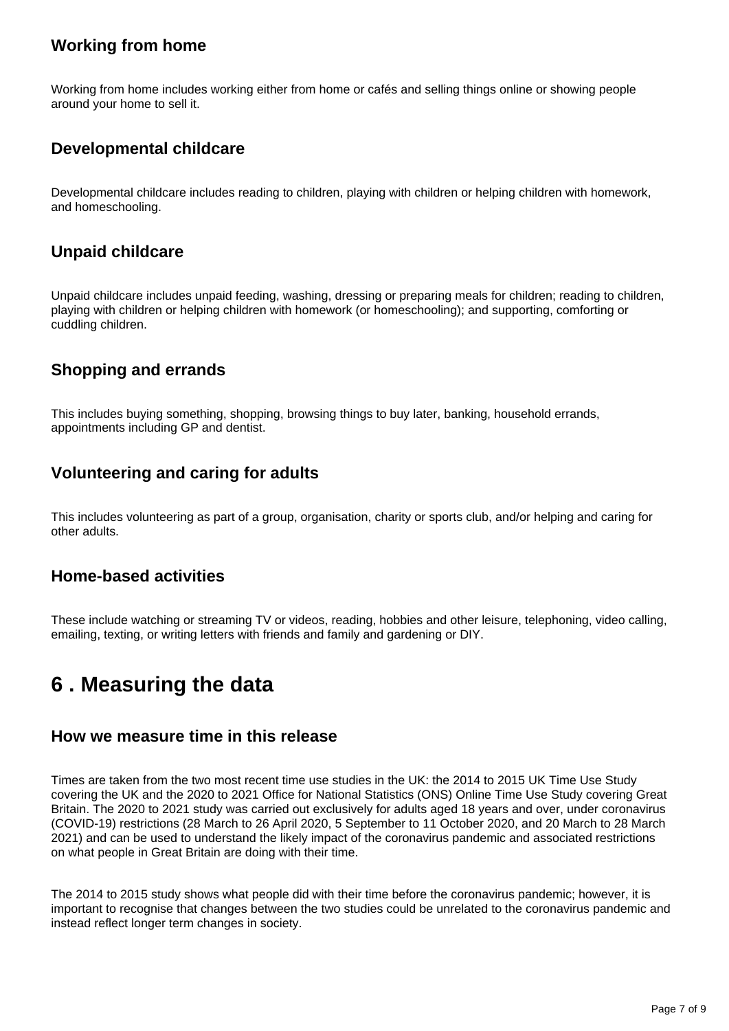### Working from home

Working from home includes working either from home or cafés and selling things online or showing people around your home to sell it.

### Developmental childcare

Developmental childcare includes reading to children, playing with children or helping children with homework, and homeschooling.

### Unpaid childcare

Unpaid childcare includes unpaid feeding, washing, dressing or preparing meals for children; reading to children, playing with children or helping children with homework (or homeschooling); and supporting, comforting or cuddling children.

### Shopping and errands

This includes buying something, shopping, browsing things to buy later, banking, household errands, appointments including GP and dentist.

### Volunteering and caring for adults

This includes volunteering as part of a group, organisation, charity or sports club, and/or helping and caring for other adults.

### Home-based activities

These include watching or streaming TV or videos, reading, hobbies and other leisure, telephoning, video calling, emailing, texting, or writing letters with friends and family and gardening or DIY.

## 6 . Measuring the data

### How we measure time in this release

Times are taken from the two most recent time use studies in the UK: the 2014 to 2015 UK Time Use Study covering the UK and the 2020 to 2021 Office for National Statistics (ONS) Online Time Use Study covering Great Britain. The 2020 to 2021 study was carried out exclusively for adults aged 18 years and over, under coronavirus (COVID-19) restrictions (28 March to 26 April 2020, 5 September to 11 October 2020, and 20 March to 28 March 2021) and can be used to understand the likely impact of the coronavirus pandemic and associated restrictions on what people in Great Britain are doing with their time.

The 2014 to 2015 study shows what people did with their time before the coronavirus pandemic; however, it is important to recognise that changes between the two studies could be unrelated to the coronavirus pandemic and instead reflect longer term changes in society.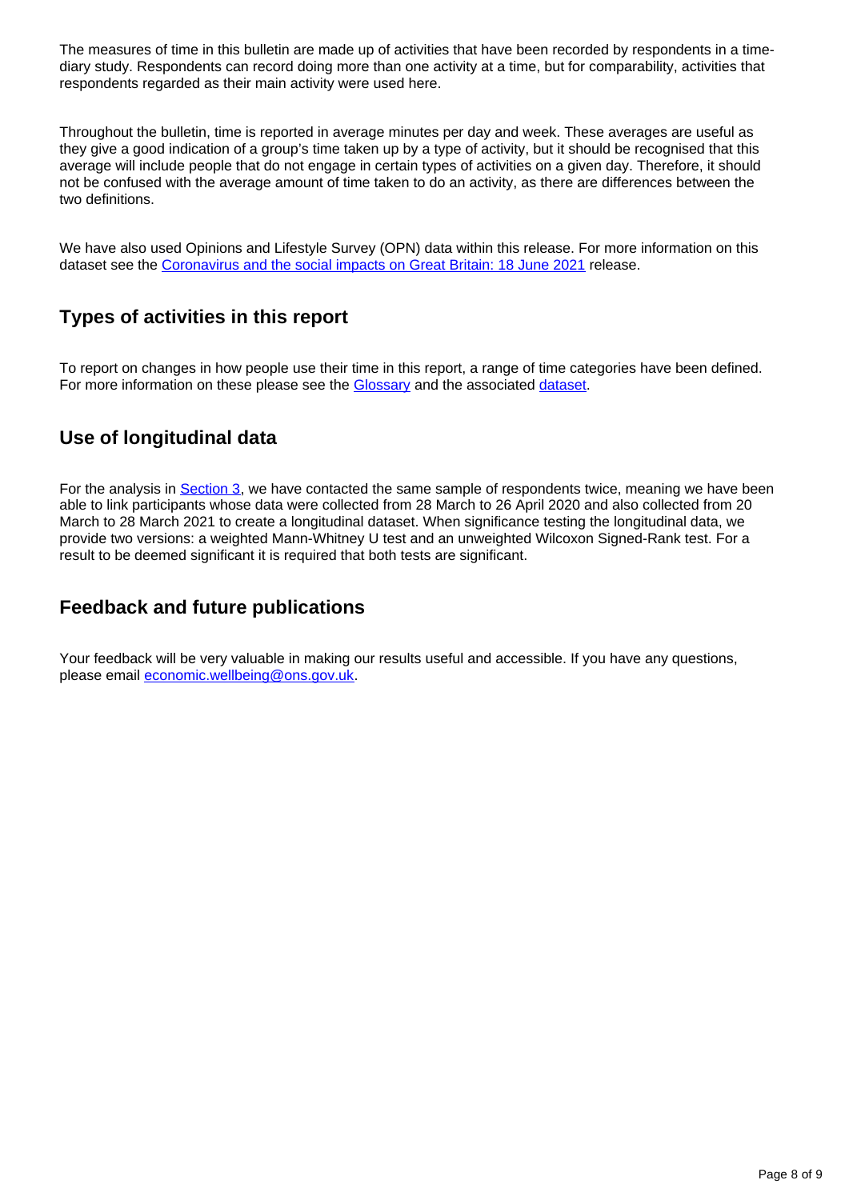The measures of time in this bulletin are made up of activities that have been recorded by respondents in a time-diary study. Respondents can record doing more than one activity at a time, but for comparability, activities that respondents regarded as their main activity were used here.

Throughout the bulletin, time is reported in average minutes per day and week. These averages are useful as they give a good indication of a group's time taken up by a type of activity, but it should be recognised that this average will include people that do not engage in certain types of activities on a given day. Therefore, it should not be confused with the average amount of time taken to do an activity, as there are differences between the two definitions.

We have also used Opinions and Lifestyle Survey (OPN) data within this release. For more information on this dataset see the Coronavirus and the social impacts on Great Britain: 18 June 2021 release.

## Types of activities in this report

To report on changes in how people use their time in this report, a range of time categories have been defined. For more information on these please see the Glossary and the associated dataset.

## Use of longitudinal data

For the analysis in Section 3, we have contacted the same sample of respondents twice, meaning we have been able to link participants whose data were collected from 28 March to 26 April 2020 and also collected from 20 March to 28 March 2021 to create a longitudinal dataset. When significance testing the longitudinal data, we provide two versions: a weighted Mann-Whitney U test and an unweighted Wilcoxon Signed-Rank test. For a result to be deemed significant it is required that both tests are significant.

## Feedback and future publications

Your feedback will be very valuable in making our results useful and accessible. If you have any questions, please email economic.wellbeing@ons.gov.uk.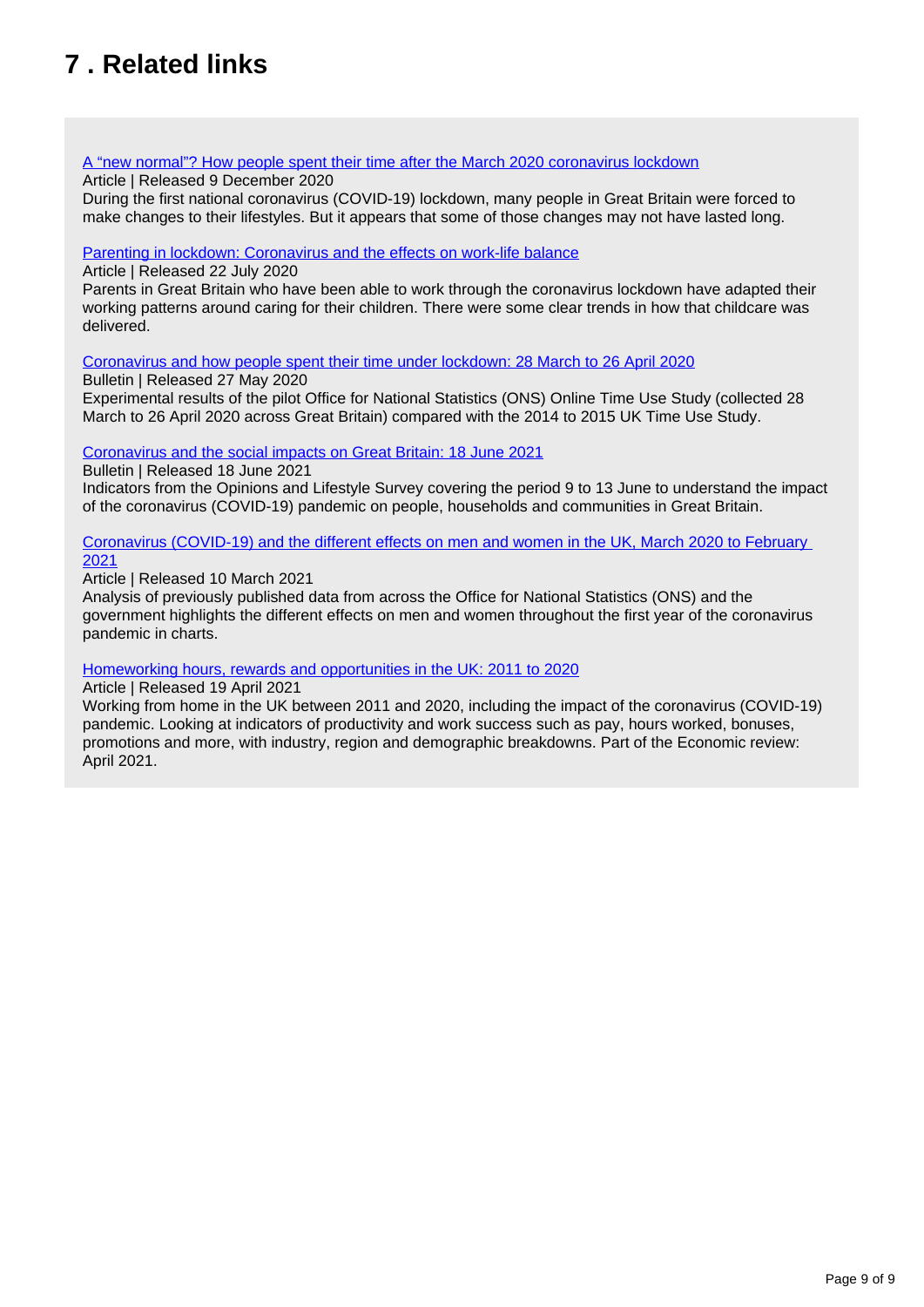## 7 . Related links

[A “new normal”? How people spent their time after the March 2020 coronavirus lockdown]
Article | Released 9 December 2020
During the first national coronavirus (COVID-19) lockdown, many people in Great Britain were forced to make changes to their lifestyles. But it appears that some of those changes may not have lasted long.

[Parenting in lockdown: Coronavirus and the effects on work-life balance]
Article | Released 22 July 2020
Parents in Great Britain who have been able to work through the coronavirus lockdown have adapted their working patterns around caring for their children. There were some clear trends in how that childcare was delivered.

[Coronavirus and how people spent their time under lockdown: 28 March to 26 April 2020]
Bulletin | Released 27 May 2020
Experimental results of the pilot Office for National Statistics (ONS) Online Time Use Study (collected 28 March to 26 April 2020 across Great Britain) compared with the 2014 to 2015 UK Time Use Study.

[Coronavirus and the social impacts on Great Britain: 18 June 2021]
Bulletin | Released 18 June 2021
Indicators from the Opinions and Lifestyle Survey covering the period 9 to 13 June to understand the impact of the coronavirus (COVID-19) pandemic on people, households and communities in Great Britain.

[Coronavirus (COVID-19) and the different effects on men and women in the UK, March 2020 to February 2021]
Article | Released 10 March 2021
Analysis of previously published data from across the Office for National Statistics (ONS) and the government highlights the different effects on men and women throughout the first year of the coronavirus pandemic in charts.

[Homeworking hours, rewards and opportunities in the UK: 2011 to 2020]
Article | Released 19 April 2021
Working from home in the UK between 2011 and 2020, including the impact of the coronavirus (COVID-19) pandemic. Looking at indicators of productivity and work success such as pay, hours worked, bonuses, promotions and more, with industry, region and demographic breakdowns. Part of the Economic review: April 2021.